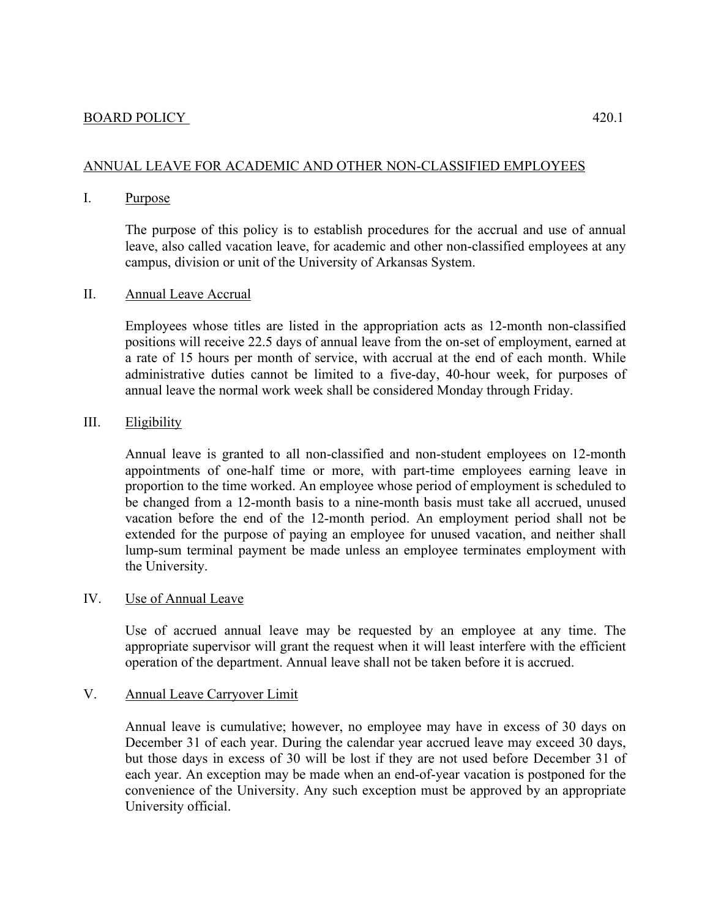BOARD POLICY 420.1

# ANNUAL LEAVE FOR ACADEMIC AND OTHER NON-CLASSIFIED EMPLOYEES

## I. Purpose

The purpose of this policy is to establish procedures for the accrual and use of annual leave, also called vacation leave, for academic and other non-classified employees at any campus, division or unit of the University of Arkansas System.

## II. Annual Leave Accrual

Employees whose titles are listed in the appropriation acts as 12-month non-classified positions will receive 22.5 days of annual leave from the on-set of employment, earned at a rate of 15 hours per month of service, with accrual at the end of each month. While administrative duties cannot be limited to a five-day, 40-hour week, for purposes of annual leave the normal work week shall be considered Monday through Friday.

## III. Eligibility

Annual leave is granted to all non-classified and non-student employees on 12-month appointments of one-half time or more, with part-time employees earning leave in proportion to the time worked. An employee whose period of employment is scheduled to be changed from a 12-month basis to a nine-month basis must take all accrued, unused vacation before the end of the 12-month period. An employment period shall not be extended for the purpose of paying an employee for unused vacation, and neither shall lump-sum terminal payment be made unless an employee terminates employment with the University.

## IV. Use of Annual Leave

Use of accrued annual leave may be requested by an employee at any time. The appropriate supervisor will grant the request when it will least interfere with the efficient operation of the department. Annual leave shall not be taken before it is accrued.

## V. Annual Leave Carryover Limit

Annual leave is cumulative; however, no employee may have in excess of 30 days on December 31 of each year. During the calendar year accrued leave may exceed 30 days, but those days in excess of 30 will be lost if they are not used before December 31 of each year. An exception may be made when an end-of-year vacation is postponed for the convenience of the University. Any such exception must be approved by an appropriate University official.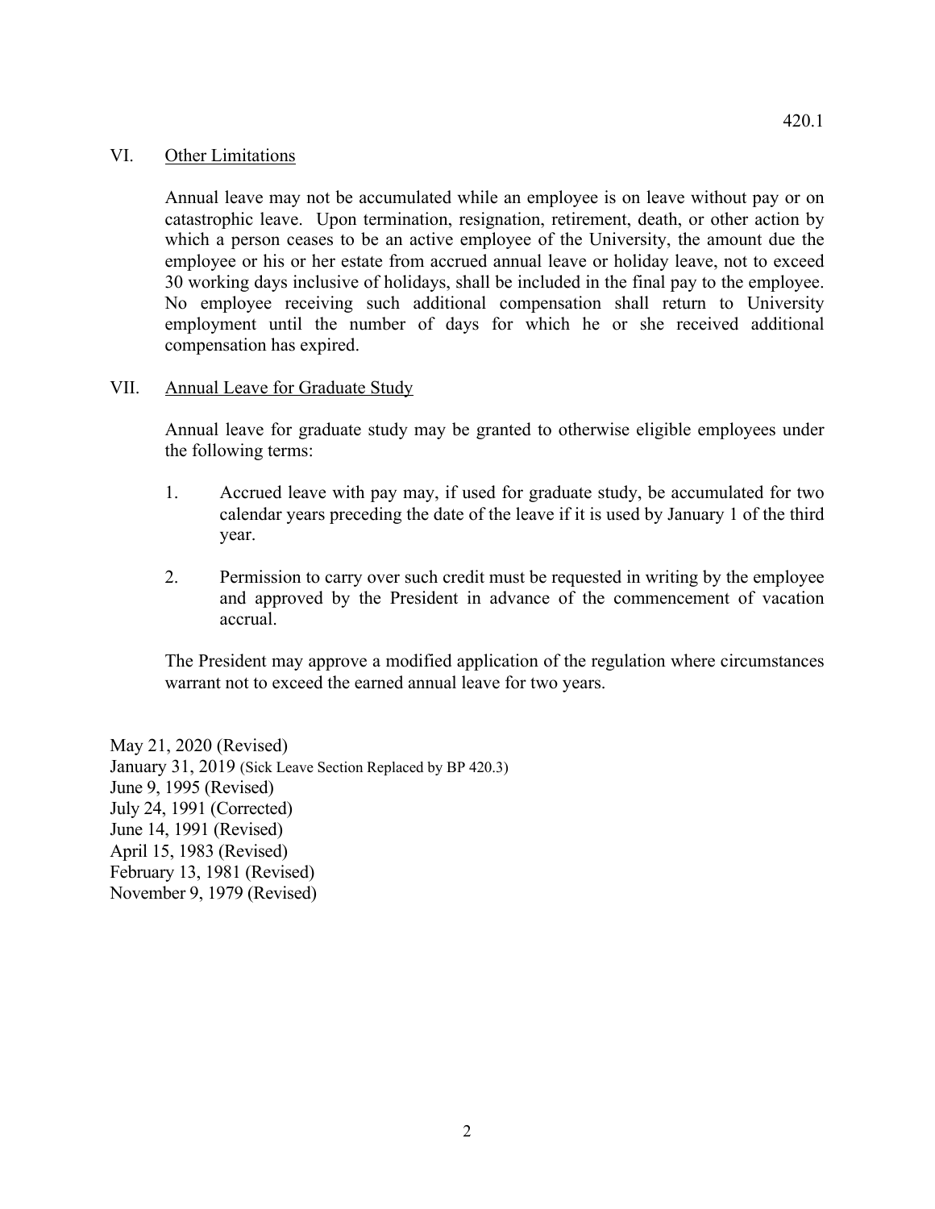## VI. Other Limitations

Annual leave may not be accumulated while an employee is on leave without pay or on catastrophic leave. Upon termination, resignation, retirement, death, or other action by which a person ceases to be an active employee of the University, the amount due the employee or his or her estate from accrued annual leave or holiday leave, not to exceed 30 working days inclusive of holidays, shall be included in the final pay to the employee. No employee receiving such additional compensation shall return to University employment until the number of days for which he or she received additional compensation has expired.

## VII. Annual Leave for Graduate Study

Annual leave for graduate study may be granted to otherwise eligible employees under the following terms:

1. Accrued leave with pay may, if used for graduate study, be accumulated for two calendar years preceding the date of the leave if it is used by January 1 of the third year.

2. Permission to carry over such credit must be requested in writing by the employee and approved by the President in advance of the commencement of vacation accrual.

The President may approve a modified application of the regulation where circumstances warrant not to exceed the earned annual leave for two years.

May 21, 2020 (Revised)
January 31, 2019 (Sick Leave Section Replaced by BP 420.3)
June 9, 1995 (Revised)
July 24, 1991 (Corrected)
June 14, 1991 (Revised)
April 15, 1983 (Revised)
February 13, 1981 (Revised)
November 9, 1979 (Revised)